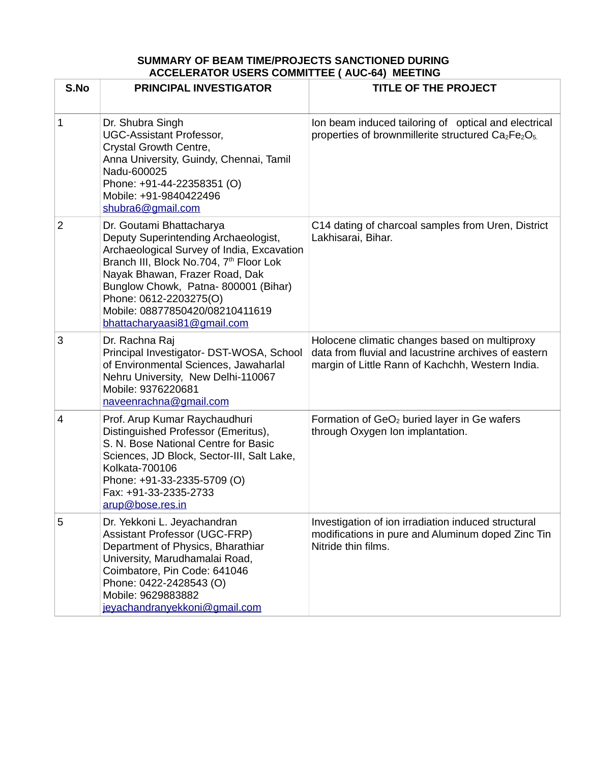## SUMMARY OF BEAM TIME/PROJECTS SANCTIONED DURING ACCELERATOR USERS COMMITTEE ( AUC-64) MEETING

| S.No | PRINCIPAL INVESTIGATOR | TITLE OF THE PROJECT |
|---|---|---|
| 1 | Dr. Shubra Singh<br>UGC-Assistant Professor,<br>Crystal Growth Centre,<br>Anna University, Guindy, Chennai, Tamil Nadu-600025<br>Phone: +91-44-22358351 (O)<br>Mobile: +91-9840422496<br>shubra6@gmail.com | Ion beam induced tailoring of optical and electrical properties of brownmillerite structured $Ca_2Fe_2O_5$. |
| 2 | Dr. Goutami Bhattacharya<br>Deputy Superintending Archaeologist, Archaeological Survey of India, Excavation Branch III, Block No.704, 7th Floor Lok Nayak Bhawan, Frazer Road, Dak Bunglow Chowk, Patna- 800001 (Bihar)<br>Phone: 0612-2203275(O)<br>Mobile: 08877850420/08210411619<br>bhattacharyaasi81@gmail.com | C14 dating of charcoal samples from Uren, District Lakhisarai, Bihar. |
| 3 | Dr. Rachna Raj<br>Principal Investigator- DST-WOSA, School of Environmental Sciences, Jawaharlal Nehru University, New Delhi-110067<br>Mobile: 9376220681<br>naveenrachna@gmail.com | Holocene climatic changes based on multiproxy data from fluvial and lacustrine archives of eastern margin of Little Rann of Kachchh, Western India. |
| 4 | Prof. Arup Kumar Raychaudhuri<br>Distinguished Professor (Emeritus),<br>S. N. Bose National Centre for Basic Sciences, JD Block, Sector-III, Salt Lake, Kolkata-700106<br>Phone: +91-33-2335-5709 (O)<br>Fax: +91-33-2335-2733<br>arup@bose.res.in | Formation of $GeO_2$ buried layer in Ge wafers through Oxygen Ion implantation. |
| 5 | Dr. Yekkoni L. Jeyachandran<br>Assistant Professor (UGC-FRP)<br>Department of Physics, Bharathiar University, Marudhamalai Road, Coimbatore, Pin Code: 641046<br>Phone: 0422-2428543 (O)<br>Mobile: 9629883882<br>jeyachandranyekkoni@gmail.com | Investigation of ion irradiation induced structural modifications in pure and Aluminum doped Zinc Tin Nitride thin films. |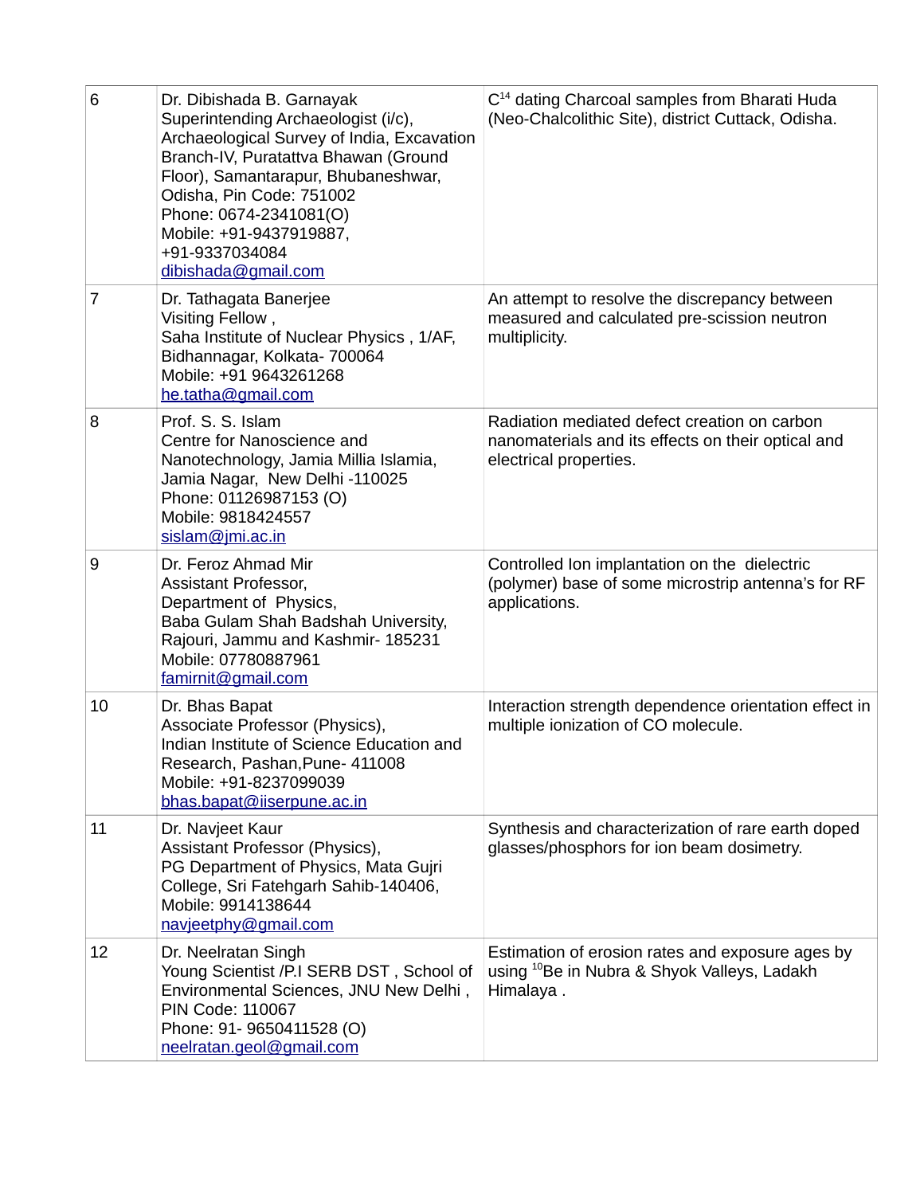| | | |
|---|---|---|
| 6 | Dr. Dibishada B. Garnayak<br>Superintending Archaeologist (i/c), Archaeological Survey of India, Excavation Branch-IV, Puratattva Bhawan (Ground Floor), Samantarapur, Bhubaneshwar, Odisha, Pin Code: 751002<br>Phone: 0674-2341081(O)<br>Mobile: +91-9437919887, +91-9337034084<br>dibishada@gmail.com | $C^{14}$ dating Charcoal samples from Bharati Huda (Neo-Chalcolithic Site), district Cuttack, Odisha. |
| 7 | Dr. Tathagata Banerjee<br>Visiting Fellow ,<br>Saha Institute of Nuclear Physics , 1/AF, Bidhannagar, Kolkata- 700064<br>Mobile: +91 9643261268<br>he.tatha@gmail.com | An attempt to resolve the discrepancy between measured and calculated pre-scission neutron multiplicity. |
| 8 | Prof. S. S. Islam<br>Centre for Nanoscience and Nanotechnology, Jamia Millia Islamia, Jamia Nagar, New Delhi -110025<br>Phone: 01126987153 (O)<br>Mobile: 9818424557<br>sislam@jmi.ac.in | Radiation mediated defect creation on carbon nanomaterials and its effects on their optical and electrical properties. |
| 9 | Dr. Feroz Ahmad Mir<br>Assistant Professor,<br>Department of Physics,<br>Baba Gulam Shah Badshah University, Rajouri, Jammu and Kashmir- 185231<br>Mobile: 07780887961<br>famirnit@gmail.com | Controlled Ion implantation on the dielectric (polymer) base of some microstrip antenna's for RF applications. |
| 10 | Dr. Bhas Bapat<br>Associate Professor (Physics),<br>Indian Institute of Science Education and Research, Pashan,Pune- 411008<br>Mobile: +91-8237099039<br>bhas.bapat@iiserpune.ac.in | Interaction strength dependence orientation effect in multiple ionization of CO molecule. |
| 11 | Dr. Navjeet Kaur<br>Assistant Professor (Physics),<br>PG Department of Physics, Mata Gujri College, Sri Fatehgarh Sahib-140406,<br>Mobile: 9914138644<br>navjeetphy@gmail.com | Synthesis and characterization of rare earth doped glasses/phosphors for ion beam dosimetry. |
| 12 | Dr. Neelratan Singh<br>Young Scientist /P.I SERB DST , School of Environmental Sciences, JNU New Delhi , PIN Code: 110067<br>Phone: 91- 9650411528 (O)<br>neelratan.geol@gmail.com | Estimation of erosion rates and exposure ages by using $^{10}$Be in Nubra & Shyok Valleys, Ladakh Himalaya . |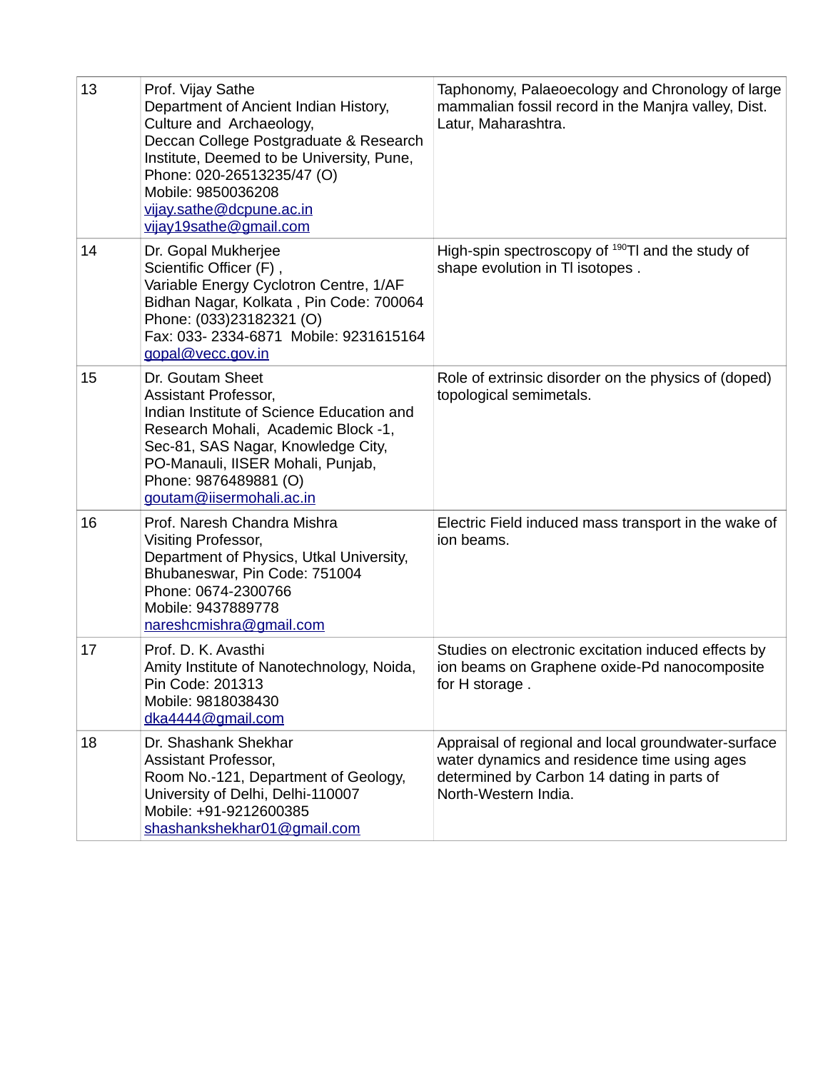| | | |
|---|---|---|
| 13 | Prof. Vijay Sathe<br>Department of Ancient Indian History, Culture and Archaeology,<br>Deccan College Postgraduate & Research Institute, Deemed to be University, Pune,<br>Phone: 020-26513235/47 (O)<br>Mobile: 9850036208<br>vijay.sathe@dcpune.ac.in<br>vijay19sathe@gmail.com | Taphonomy, Palaeoecology and Chronology of large mammalian fossil record in the Manjra valley, Dist. Latur, Maharashtra. |
| 14 | Dr. Gopal Mukherjee<br>Scientific Officer (F) ,<br>Variable Energy Cyclotron Centre, 1/AF Bidhan Nagar, Kolkata , Pin Code: 700064<br>Phone: (033)23182321 (O)<br>Fax: 033- 2334-6871 Mobile: 9231615164<br>gopal@vecc.gov.in | High-spin spectroscopy of $^{190}$Tl and the study of shape evolution in Tl isotopes . |
| 15 | Dr. Goutam Sheet<br>Assistant Professor,<br>Indian Institute of Science Education and Research Mohali, Academic Block -1, Sec-81, SAS Nagar, Knowledge City, PO-Manauli, IISER Mohali, Punjab,<br>Phone: 9876489881 (O)<br>goutam@iisermohali.ac.in | Role of extrinsic disorder on the physics of (doped) topological semimetals. |
| 16 | Prof. Naresh Chandra Mishra<br>Visiting Professor,<br>Department of Physics, Utkal University, Bhubaneswar, Pin Code: 751004<br>Phone: 0674-2300766<br>Mobile: 9437889778<br>nareshcmishra@gmail.com | Electric Field induced mass transport in the wake of ion beams. |
| 17 | Prof. D. K. Avasthi<br>Amity Institute of Nanotechnology, Noida, Pin Code: 201313<br>Mobile: 9818038430<br>dka4444@gmail.com | Studies on electronic excitation induced effects by ion beams on Graphene oxide-Pd nanocomposite for H storage . |
| 18 | Dr. Shashank Shekhar<br>Assistant Professor,<br>Room No.-121, Department of Geology, University of Delhi, Delhi-110007<br>Mobile: +91-9212600385<br>shashankshekhar01@gmail.com | Appraisal of regional and local groundwater-surface water dynamics and residence time using ages determined by Carbon 14 dating in parts of North-Western India. |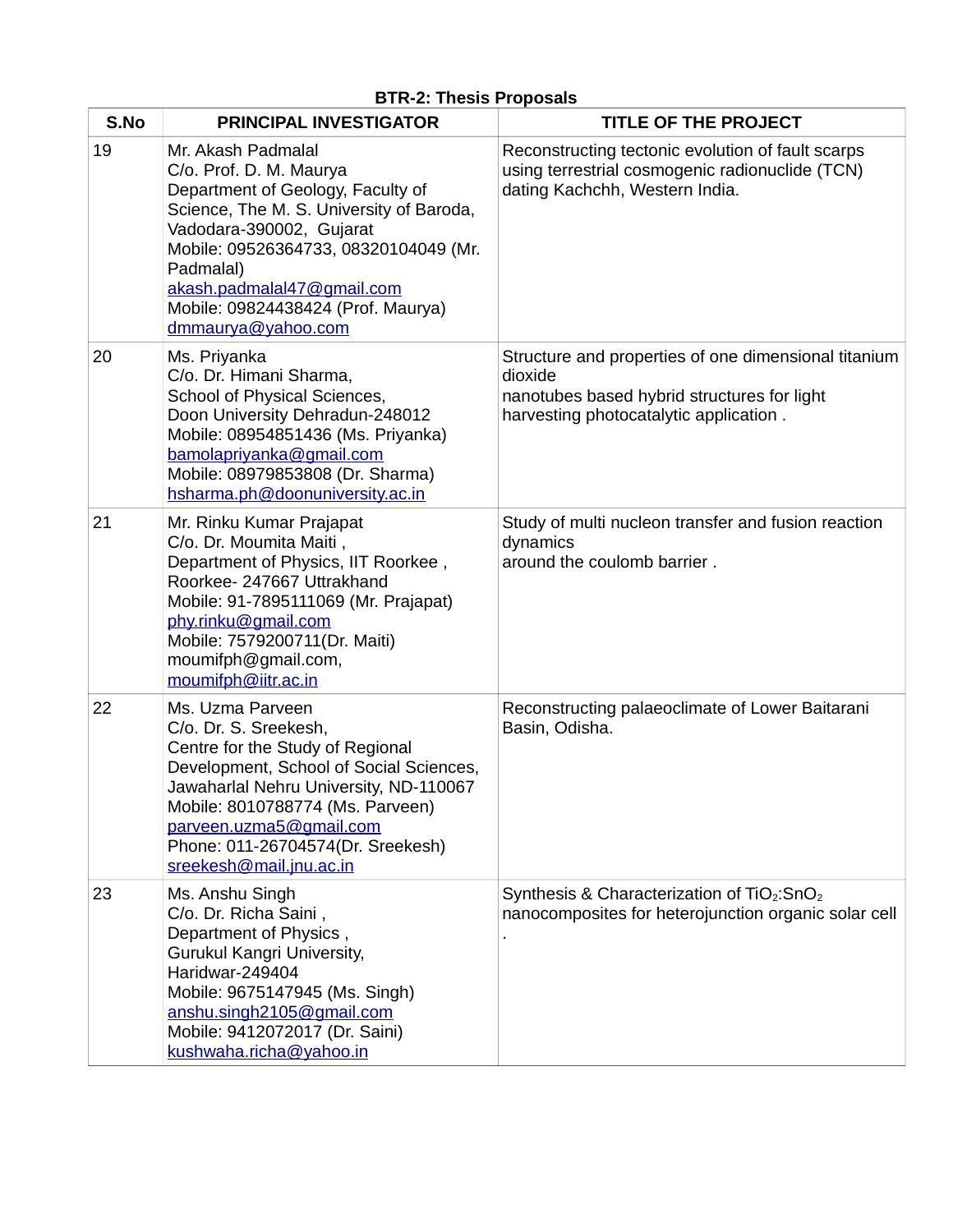**BTR-2: Thesis Proposals**

| S.No | PRINCIPAL INVESTIGATOR | TITLE OF THE PROJECT |
|---|---|---|
| 19 | Mr. Akash Padmalal<br>C/o. Prof. D. M. Maurya<br>Department of Geology, Faculty of Science, The M. S. University of Baroda, Vadodara-390002, Gujarat<br>Mobile: 09526364733, 08320104049 (Mr. Padmalal)<br>akash.padmalal47@gmail.com<br>Mobile: 09824438424 (Prof. Maurya)<br>dmmaurya@yahoo.com | Reconstructing tectonic evolution of fault scarps using terrestrial cosmogenic radionuclide (TCN) dating Kachchh, Western India. |
| 20 | Ms. Priyanka<br>C/o. Dr. Himani Sharma,<br>School of Physical Sciences,<br>Doon University Dehradun-248012<br>Mobile: 08954851436 (Ms. Priyanka)<br>bamolapriyanka@gmail.com<br>Mobile: 08979853808 (Dr. Sharma)<br>hsharma.ph@doonuniversity.ac.in | Structure and properties of one dimensional titanium dioxide nanotubes based hybrid structures for light harvesting photocatalytic application . |
| 21 | Mr. Rinku Kumar Prajapat<br>C/o. Dr. Moumita Maiti ,<br>Department of Physics, IIT Roorkee ,<br>Roorkee- 247667 Uttrakhand<br>Mobile: 91-7895111069 (Mr. Prajapat)<br>phy.rinku@gmail.com<br>Mobile: 7579200711(Dr. Maiti)<br>moumifph@gmail.com,<br>moumifph@iitr.ac.in | Study of multi nucleon transfer and fusion reaction dynamics around the coulomb barrier . |
| 22 | Ms. Uzma Parveen<br>C/o. Dr. S. Sreekesh,<br>Centre for the Study of Regional Development, School of Social Sciences, Jawaharlal Nehru University, ND-110067<br>Mobile: 8010788774 (Ms. Parveen)<br>parveen.uzma5@gmail.com<br>Phone: 011-26704574(Dr. Sreekesh)<br>sreekesh@mail.jnu.ac.in | Reconstructing palaeoclimate of Lower Baitarani Basin, Odisha. |
| 23 | Ms. Anshu Singh<br>C/o. Dr. Richa Saini ,<br>Department of Physics ,<br>Gurukul Kangri University,<br>Haridwar-249404<br>Mobile: 9675147945 (Ms. Singh)<br>anshu.singh2105@gmail.com<br>Mobile: 9412072017 (Dr. Saini)<br>kushwaha.richa@yahoo.in | Synthesis & Characterization of $TiO_2$:$SnO_2$ nanocomposites for heterojunction organic solar cell . |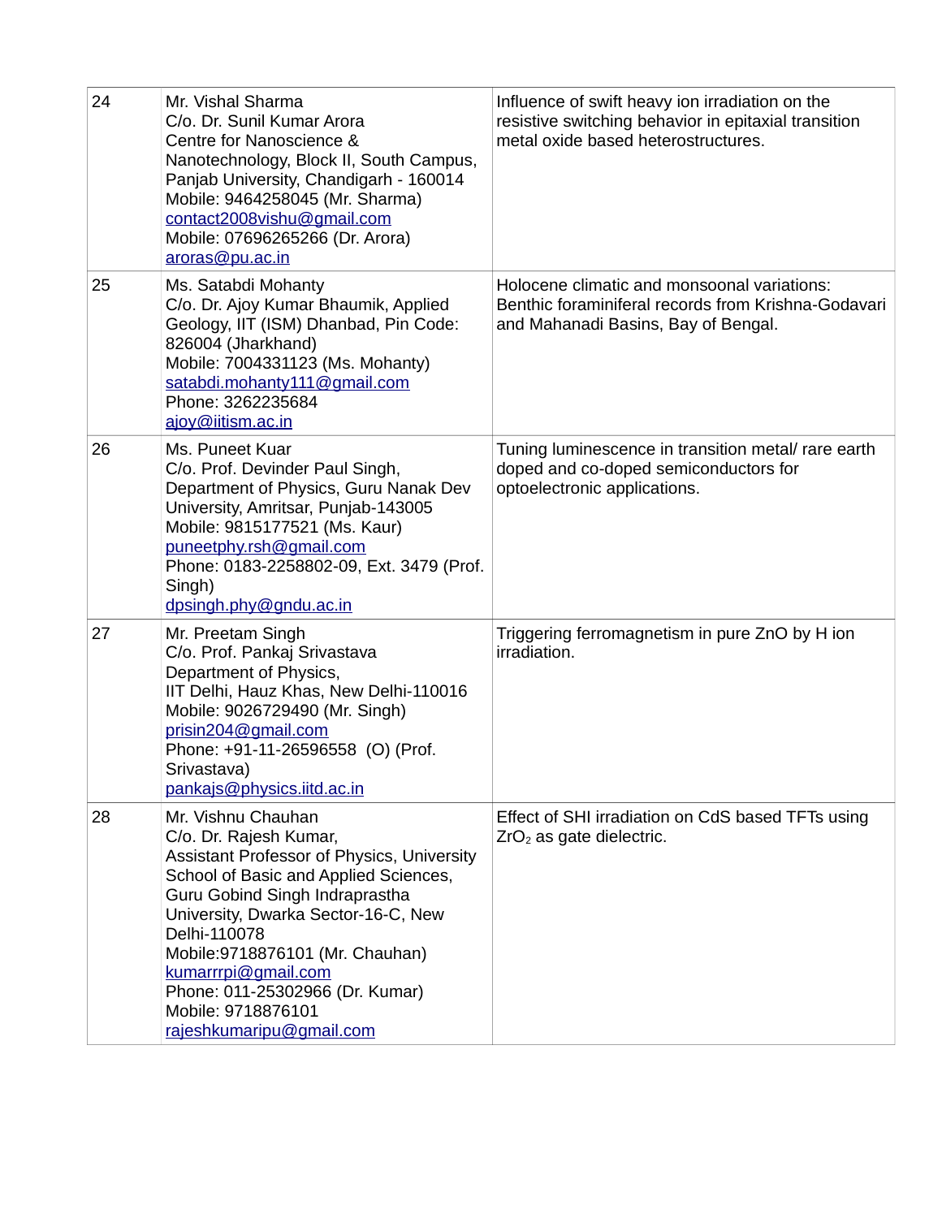| | | |
|---|---|---|
| 24 | Mr. Vishal Sharma<br>C/o. Dr. Sunil Kumar Arora<br>Centre for Nanoscience & Nanotechnology, Block II, South Campus, Panjab University, Chandigarh - 160014<br>Mobile: 9464258045 (Mr. Sharma)<br>contact2008vishu@gmail.com<br>Mobile: 07696265266 (Dr. Arora)<br>aroras@pu.ac.in | Influence of swift heavy ion irradiation on the resistive switching behavior in epitaxial transition metal oxide based heterostructures. |
| 25 | Ms. Satabdi Mohanty<br>C/o. Dr. Ajoy Kumar Bhaumik, Applied Geology, IIT (ISM) Dhanbad, Pin Code: 826004 (Jharkhand)<br>Mobile: 7004331123 (Ms. Mohanty)<br>satabdi.mohanty111@gmail.com<br>Phone: 3262235684<br>ajoy@iitism.ac.in | Holocene climatic and monsoonal variations: Benthic foraminiferal records from Krishna-Godavari and Mahanadi Basins, Bay of Bengal. |
| 26 | Ms. Puneet Kuar<br>C/o. Prof. Devinder Paul Singh, Department of Physics, Guru Nanak Dev University, Amritsar, Punjab-143005<br>Mobile: 9815177521 (Ms. Kaur)<br>puneetphy.rsh@gmail.com<br>Phone: 0183-2258802-09, Ext. 3479 (Prof. Singh)<br>dpsingh.phy@gndu.ac.in | Tuning luminescence in transition metal/ rare earth doped and co-doped semiconductors for optoelectronic applications. |
| 27 | Mr. Preetam Singh<br>C/o. Prof. Pankaj Srivastava<br>Department of Physics,<br>IIT Delhi, Hauz Khas, New Delhi-110016<br>Mobile: 9026729490 (Mr. Singh)<br>prisin204@gmail.com<br>Phone: +91-11-26596558 (O) (Prof. Srivastava)<br>pankajs@physics.iitd.ac.in | Triggering ferromagnetism in pure ZnO by H ion irradiation. |
| 28 | Mr. Vishnu Chauhan<br>C/o. Dr. Rajesh Kumar,<br>Assistant Professor of Physics, University School of Basic and Applied Sciences, Guru Gobind Singh Indraprastha University, Dwarka Sector-16-C, New Delhi-110078<br>Mobile:9718876101 (Mr. Chauhan)<br>kumarrrpi@gmail.com<br>Phone: 011-25302966 (Dr. Kumar)<br>Mobile: 9718876101<br>rajeshkumaripu@gmail.com | Effect of SHI irradiation on CdS based TFTs using $ZrO_2$ as gate dielectric. |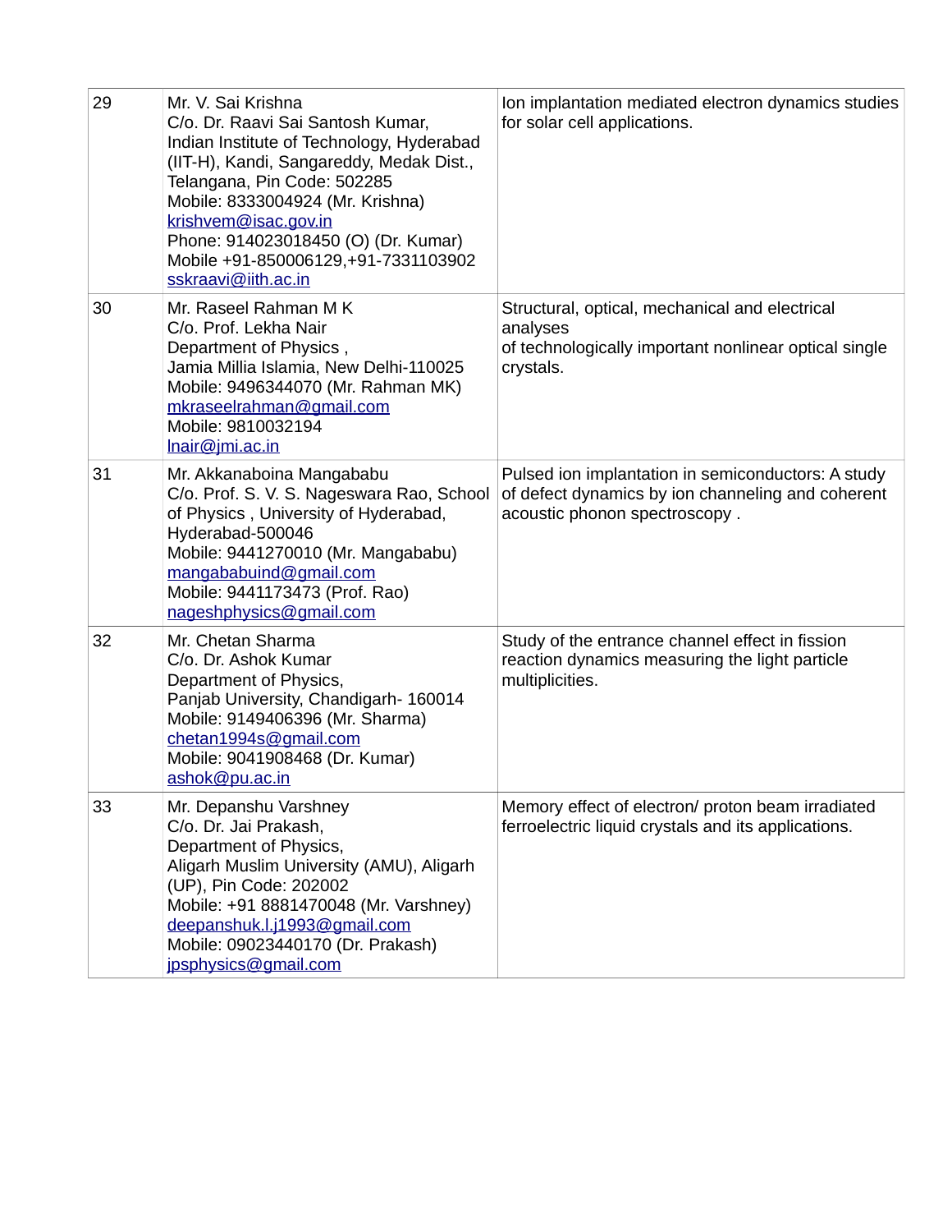| | | |
|---|---|---|
| 29 | Mr. V. Sai Krishna<br>C/o. Dr. Raavi Sai Santosh Kumar, Indian Institute of Technology, Hyderabad (IIT-H), Kandi, Sangareddy, Medak Dist., Telangana, Pin Code: 502285<br>Mobile: 8333004924 (Mr. Krishna)<br>krishvem@isac.gov.in<br>Phone: 914023018450 (O) (Dr. Kumar)<br>Mobile +91-850006129,+91-7331103902<br>sskraavi@iith.ac.in | Ion implantation mediated electron dynamics studies for solar cell applications. |
| 30 | Mr. Raseel Rahman M K<br>C/o. Prof. Lekha Nair<br>Department of Physics ,<br>Jamia Millia Islamia, New Delhi-110025<br>Mobile: 9496344070 (Mr. Rahman MK)<br>mkraseelrahman@gmail.com<br>Mobile: 9810032194<br>lnair@jmi.ac.in | Structural, optical, mechanical and electrical analyses<br>of technologically important nonlinear optical single crystals. |
| 31 | Mr. Akkanaboina Mangababu<br>C/o. Prof. S. V. S. Nageswara Rao, School of Physics , University of Hyderabad, Hyderabad-500046<br>Mobile: 9441270010 (Mr. Mangababu)<br>mangababuind@gmail.com<br>Mobile: 9441173473 (Prof. Rao)<br>nageshphysics@gmail.com | Pulsed ion implantation in semiconductors: A study of defect dynamics by ion channeling and coherent acoustic phonon spectroscopy . |
| 32 | Mr. Chetan Sharma<br>C/o. Dr. Ashok Kumar<br>Department of Physics,<br>Panjab University, Chandigarh- 160014<br>Mobile: 9149406396 (Mr. Sharma)<br>chetan1994s@gmail.com<br>Mobile: 9041908468 (Dr. Kumar)<br>ashok@pu.ac.in | Study of the entrance channel effect in fission reaction dynamics measuring the light particle multiplicities. |
| 33 | Mr. Depanshu Varshney<br>C/o. Dr. Jai Prakash,<br>Department of Physics,<br>Aligarh Muslim University (AMU), Aligarh (UP), Pin Code: 202002<br>Mobile: +91 8881470048 (Mr. Varshney)<br>deepanshuk.l.j1993@gmail.com<br>Mobile: 09023440170 (Dr. Prakash)<br>jpsphysics@gmail.com | Memory effect of electron/ proton beam irradiated ferroelectric liquid crystals and its applications. |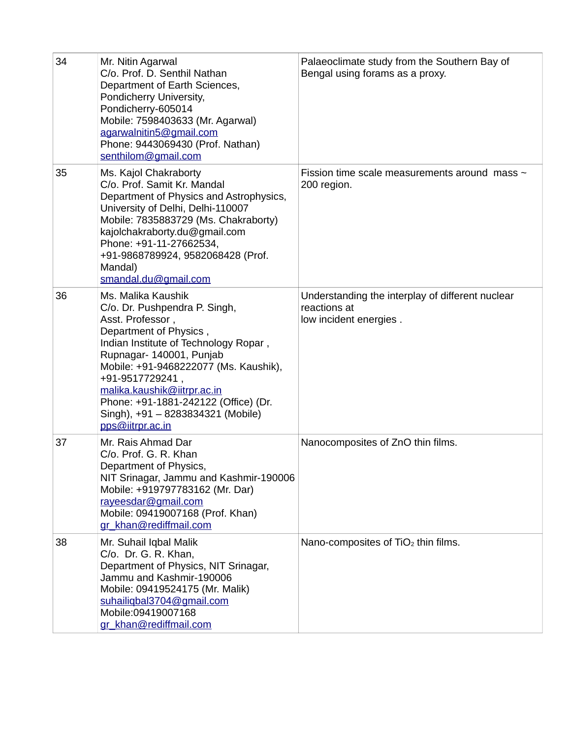| 34 | Mr. Nitin Agarwal<br>C/o. Prof. D. Senthil Nathan<br>Department of Earth Sciences,<br>Pondicherry University,<br>Pondicherry-605014<br>Mobile: 7598403633 (Mr. Agarwal)<br>agarwalnitin5@gmail.com<br>Phone: 9443069430 (Prof. Nathan)<br>senthilom@gmail.com | Palaeoclimate study from the Southern Bay of Bengal using forams as a proxy. |
|---|---|---|
| 35 | Ms. Kajol Chakraborty<br>C/o. Prof. Samit Kr. Mandal<br>Department of Physics and Astrophysics,<br>University of Delhi, Delhi-110007<br>Mobile: 7835883729 (Ms. Chakraborty)<br>kajolchakraborty.du@gmail.com<br>Phone: +91-11-27662534,<br>+91-9868789924, 9582068428 (Prof. Mandal)<br>smandal.du@gmail.com | Fission time scale measurements around mass ~ 200 region. |
| 36 | Ms. Malika Kaushik<br>C/o. Dr. Pushpendra P. Singh,<br>Asst. Professor ,<br>Department of Physics ,<br>Indian Institute of Technology Ropar ,<br>Rupnagar- 140001, Punjab<br>Mobile: +91-9468222077 (Ms. Kaushik),<br>+91-9517729241 ,<br>malika.kaushik@iitrpr.ac.in<br>Phone: +91-1881-242122 (Office) (Dr. Singh), +91 – 8283834321 (Mobile)<br>pps@iitrpr.ac.in | Understanding the interplay of different nuclear reactions at<br>low incident energies . |
| 37 | Mr. Rais Ahmad Dar<br>C/o. Prof. G. R. Khan<br>Department of Physics,<br>NIT Srinagar, Jammu and Kashmir-190006<br>Mobile: +919797783162 (Mr. Dar)<br>rayeesdar@gmail.com<br>Mobile: 09419007168 (Prof. Khan)<br>gr_khan@rediffmail.com | Nanocomposites of ZnO thin films. |
| 38 | Mr. Suhail Iqbal Malik<br>C/o. Dr. G. R. Khan,<br>Department of Physics, NIT Srinagar,<br>Jammu and Kashmir-190006<br>Mobile: 09419524175 (Mr. Malik)<br>suhailiqbal3704@gmail.com<br>Mobile:09419007168<br>gr_khan@rediffmail.com | Nano-composites of $TiO_2$ thin films. |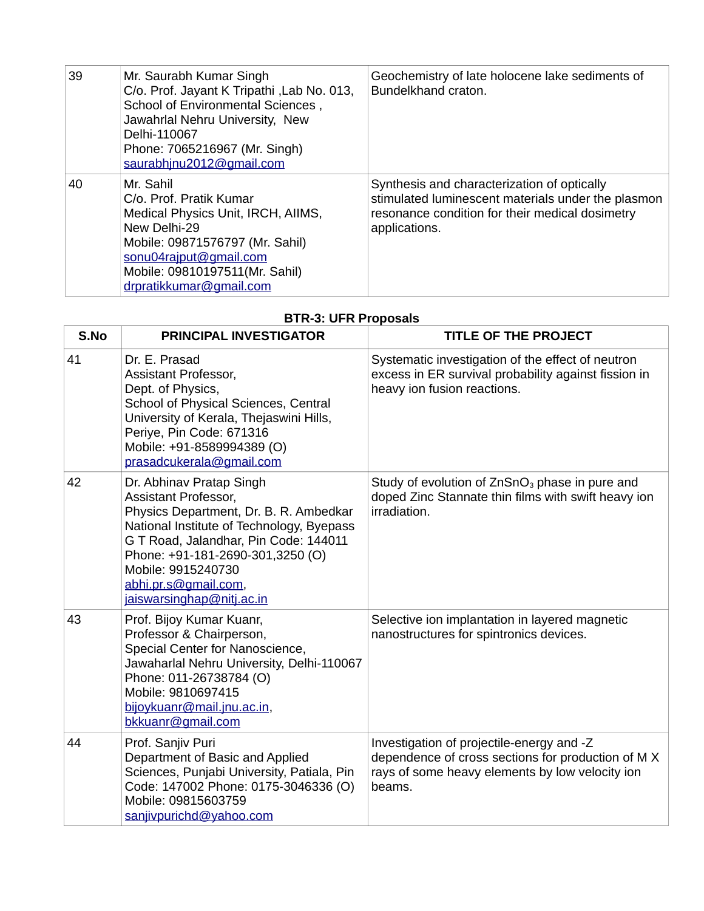| 39 | Mr. Saurabh Kumar Singh<br>C/o. Prof. Jayant K Tripathi ,Lab No. 013, School of Environmental Sciences , Jawahrlal Nehru University, New Delhi-110067<br>Phone: 7065216967 (Mr. Singh)<br>saurabhjnu2012@gmail.com | Geochemistry of late holocene lake sediments of Bundelkhand craton. |
|---|---|---|
| 40 | Mr. Sahil<br>C/o. Prof. Pratik Kumar<br>Medical Physics Unit, IRCH, AIIMS, New Delhi-29<br>Mobile: 09871576797 (Mr. Sahil)<br>sonu04rajput@gmail.com<br>Mobile: 09810197511(Mr. Sahil)<br>drpratikkumar@gmail.com | Synthesis and characterization of optically stimulated luminescent materials under the plasmon resonance condition for their medical dosimetry applications. |

**BTR-3: UFR Proposals**

| S.No | PRINCIPAL INVESTIGATOR | TITLE OF THE PROJECT |
|---|---|---|
| 41 | Dr. E. Prasad<br>Assistant Professor,<br>Dept. of Physics,<br>School of Physical Sciences, Central University of Kerala, Thejaswini Hills, Periye, Pin Code: 671316<br>Mobile: +91-8589994389 (O)<br>prasadcukerala@gmail.com | Systematic investigation of the effect of neutron excess in ER survival probability against fission in heavy ion fusion reactions. |
| 42 | Dr. Abhinav Pratap Singh<br>Assistant Professor,<br>Physics Department, Dr. B. R. Ambedkar National Institute of Technology, Byepass G T Road, Jalandhar, Pin Code: 144011<br>Phone: +91-181-2690-301,3250 (O)<br>Mobile: 9915240730<br>abhi.pr.s@gmail.com,<br>jaiswarsinghap@nitj.ac.in | Study of evolution of $ZnSnO_3$ phase in pure and doped Zinc Stannate thin films with swift heavy ion irradiation. |
| 43 | Prof. Bijoy Kumar Kuanr,<br>Professor & Chairperson,<br>Special Center for Nanoscience, Jawaharlal Nehru University, Delhi-110067<br>Phone: 011-26738784 (O)<br>Mobile: 9810697415<br>bijoykuanr@mail.jnu.ac.in,<br>bkkuanr@gmail.com | Selective ion implantation in layered magnetic nanostructures for spintronics devices. |
| 44 | Prof. Sanjiv Puri<br>Department of Basic and Applied Sciences, Punjabi University, Patiala, Pin Code: 147002 Phone: 0175-3046336 (O)<br>Mobile: 09815603759<br>sanjivpurichd@yahoo.com | Investigation of projectile-energy and -Z dependence of cross sections for production of M X rays of some heavy elements by low velocity ion beams. |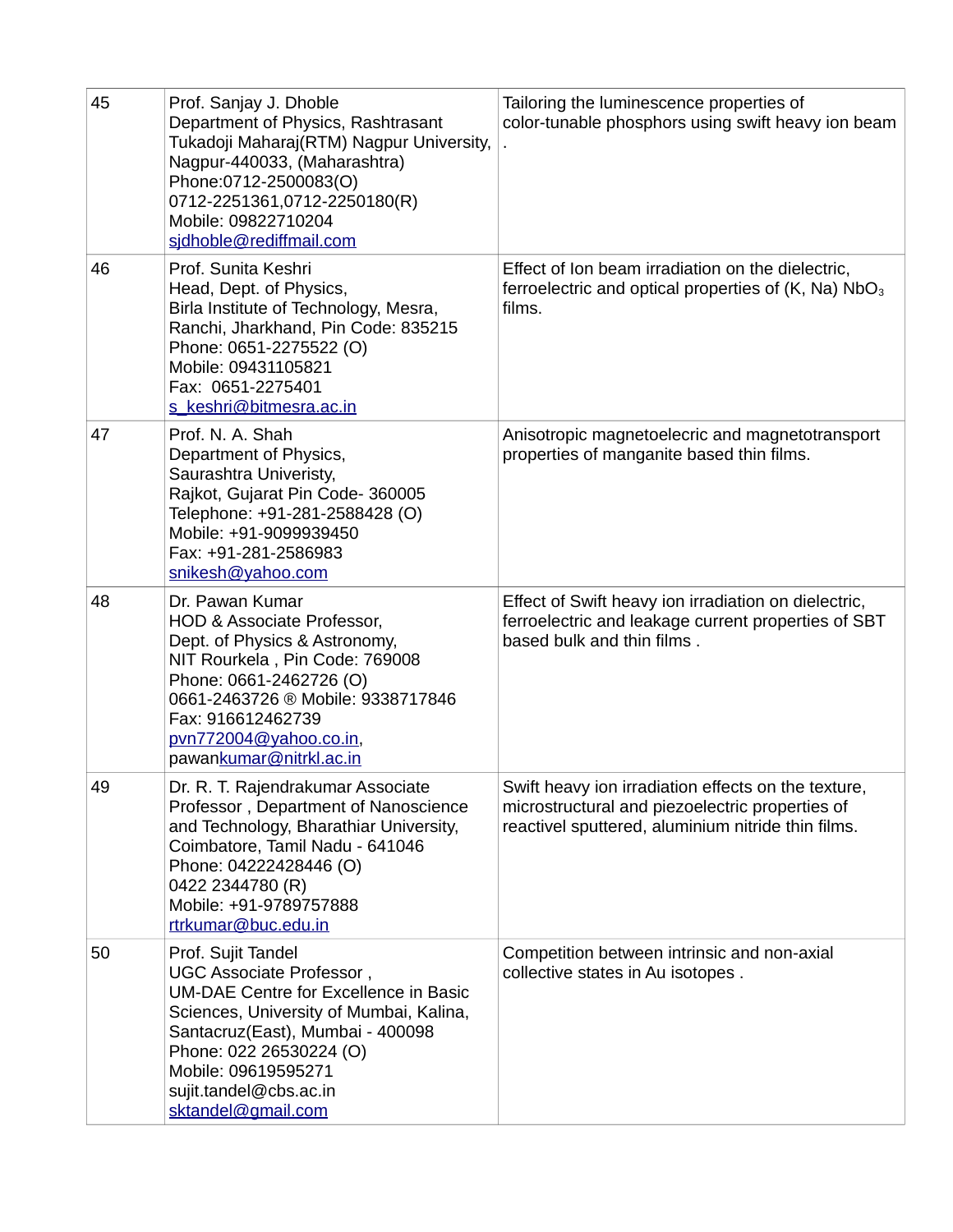| 45 | Prof. Sanjay J. Dhoble<br>Department of Physics, Rashtrasant Tukadoji Maharaj(RTM) Nagpur University, Nagpur-440033, (Maharashtra)<br>Phone:0712-2500083(O)<br>0712-2251361,0712-2250180(R)<br>Mobile: 09822710204<br>sjdhoble@rediffmail.com | Tailoring the luminescence properties of color-tunable phosphors using swift heavy ion beam . |
|---|---|---|
| 46 | Prof. Sunita Keshri<br>Head, Dept. of Physics,<br>Birla Institute of Technology, Mesra, Ranchi, Jharkhand, Pin Code: 835215<br>Phone: 0651-2275522 (O)<br>Mobile: 09431105821<br>Fax: 0651-2275401<br>s_keshri@bitmesra.ac.in | Effect of Ion beam irradiation on the dielectric, ferroelectric and optical properties of (K, Na) $NbO_3$ films. |
| 47 | Prof. N. A. Shah<br>Department of Physics,<br>Saurashtra Univeristy,<br>Rajkot, Gujarat Pin Code- 360005<br>Telephone: +91-281-2588428 (O)<br>Mobile: +91-9099939450<br>Fax: +91-281-2586983<br>snikesh@yahoo.com | Anisotropic magnetoelecric and magnetotransport properties of manganite based thin films. |
| 48 | Dr. Pawan Kumar<br>HOD & Associate Professor,<br>Dept. of Physics & Astronomy,<br>NIT Rourkela , Pin Code: 769008<br>Phone: 0661-2462726 (O)<br>0661-2463726 ® Mobile: 9338717846<br>Fax: 916612462739<br>pvn772004@yahoo.co.in,<br>pawankumar@nitrkl.ac.in | Effect of Swift heavy ion irradiation on dielectric, ferroelectric and leakage current properties of SBT based bulk and thin films . |
| 49 | Dr. R. T. Rajendrakumar Associate Professor , Department of Nanoscience and Technology, Bharathiar University, Coimbatore, Tamil Nadu - 641046<br>Phone: 04222428446 (O)<br>0422 2344780 (R)<br>Mobile: +91-9789757888<br>rtrkumar@buc.edu.in | Swift heavy ion irradiation effects on the texture, microstructural and piezoelectric properties of reactivel sputtered, aluminium nitride thin films. |
| 50 | Prof. Sujit Tandel<br>UGC Associate Professor ,<br>UM-DAE Centre for Excellence in Basic Sciences, University of Mumbai, Kalina, Santacruz(East), Mumbai - 400098<br>Phone: 022 26530224 (O)<br>Mobile: 09619595271<br>sujit.tandel@cbs.ac.in<br>sktandel@gmail.com | Competition between intrinsic and non-axial collective states in Au isotopes . |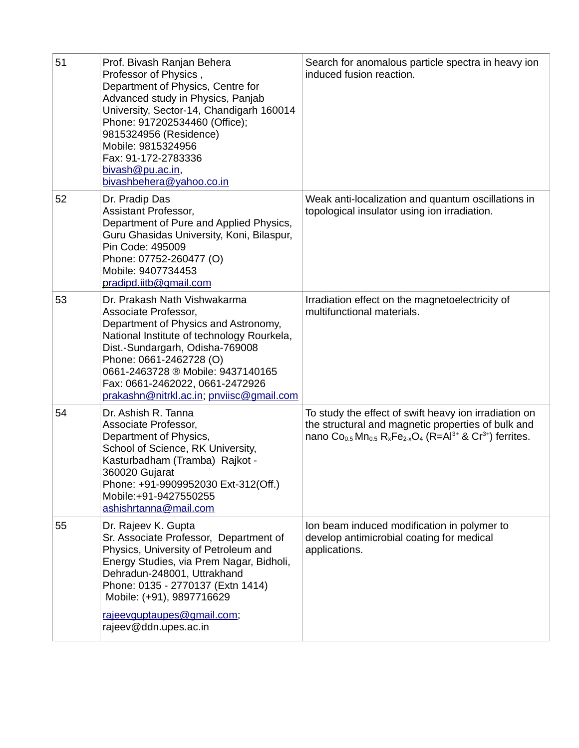| 51 | Prof. Bivash Ranjan Behera<br>Professor of Physics ,<br>Department of Physics, Centre for Advanced study in Physics, Panjab University, Sector-14, Chandigarh 160014<br>Phone: 917202534460 (Office); 9815324956 (Residence)<br>Mobile: 9815324956<br>Fax: 91-172-2783336<br>bivash@pu.ac.in, bivashbehera@yahoo.co.in | Search for anomalous particle spectra in heavy ion induced fusion reaction. |
|---|---|---|
| 52 | Dr. Pradip Das<br>Assistant Professor,<br>Department of Pure and Applied Physics, Guru Ghasidas University, Koni, Bilaspur, Pin Code: 495009<br>Phone: 07752-260477 (O)<br>Mobile: 9407734453<br>pradipd.iitb@gmail.com | Weak anti-localization and quantum oscillations in topological insulator using ion irradiation. |
| 53 | Dr. Prakash Nath Vishwakarma<br>Associate Professor,<br>Department of Physics and Astronomy, National Institute of technology Rourkela, Dist.-Sundargarh, Odisha-769008<br>Phone: 0661-2462728 (O)<br>0661-2463728 ® Mobile: 9437140165<br>Fax: 0661-2462022, 0661-2472926<br>prakashn@nitrkl.ac.in; pnviisc@gmail.com | Irradiation effect on the magnetoelectricity of multifunctional materials. |
| 54 | Dr. Ashish R. Tanna<br>Associate Professor,<br>Department of Physics,<br>School of Science, RK University, Kasturbadham (Tramba) Rajkot - 360020 Gujarat<br>Phone: +91-9909952030 Ext-312(Off.)<br>Mobile:+91-9427550255<br>ashishrtanna@mail.com | To study the effect of swift heavy ion irradiation on the structural and magnetic properties of bulk and nano $Co_{0.5}Mn_{0.5}R_xFe_{2-x}O_4$ ($R=Al^{3+}$ & $Cr^{3+}$) ferrites. |
| 55 | Dr. Rajeev K. Gupta<br>Sr. Associate Professor, Department of Physics, University of Petroleum and Energy Studies, via Prem Nagar, Bidholi, Dehradun-248001, Uttrakhand<br>Phone: 0135 - 2770137 (Extn 1414)<br>Mobile: (+91), 9897716629<br>rajeevguptaupes@gmail.com; rajeev@ddn.upes.ac.in | Ion beam induced modification in polymer to develop antimicrobial coating for medical applications. |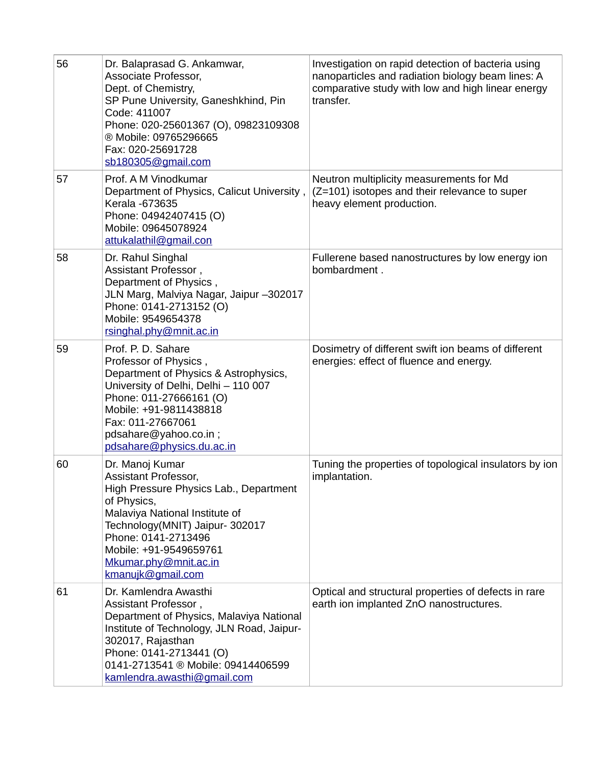| | | |
|---|---|---|
| 56 | Dr. Balaprasad G. Ankamwar,<br>Associate Professor,<br>Dept. of Chemistry,<br>SP Pune University, Ganeshkhind, Pin Code: 411007<br>Phone: 020-25601367 (O), 09823109308 ® Mobile: 09765296665<br>Fax: 020-25691728<br>sb180305@gmail.com | Investigation on rapid detection of bacteria using nanoparticles and radiation biology beam lines: A comparative study with low and high linear energy transfer. |
| 57 | Prof. A M Vinodkumar<br>Department of Physics, Calicut University , Kerala -673635<br>Phone: 04942407415 (O)<br>Mobile: 09645078924<br>attukalathil@gmail.con | Neutron multiplicity measurements for Md (Z=101) isotopes and their relevance to super heavy element production. |
| 58 | Dr. Rahul Singhal<br>Assistant Professor ,<br>Department of Physics ,<br>JLN Marg, Malviya Nagar, Jaipur –302017<br>Phone: 0141-2713152 (O)<br>Mobile: 9549654378<br>rsinghal.phy@mnit.ac.in | Fullerene based nanostructures by low energy ion bombardment . |
| 59 | Prof. P. D. Sahare<br>Professor of Physics ,<br>Department of Physics & Astrophysics,<br>University of Delhi, Delhi – 110 007<br>Phone: 011-27666161 (O)<br>Mobile: +91-9811438818<br>Fax: 011-27667061<br>pdsahare@yahoo.co.in ;<br>pdsahare@physics.du.ac.in | Dosimetry of different swift ion beams of different energies: effect of fluence and energy. |
| 60 | Dr. Manoj Kumar<br>Assistant Professor,<br>High Pressure Physics Lab., Department of Physics,<br>Malaviya National Institute of Technology(MNIT) Jaipur- 302017<br>Phone: 0141-2713496<br>Mobile: +91-9549659761<br>Mkumar.phy@mnit.ac.in<br>kmanujk@gmail.com | Tuning the properties of topological insulators by ion implantation. |
| 61 | Dr. Kamlendra Awasthi<br>Assistant Professor ,<br>Department of Physics, Malaviya National Institute of Technology, JLN Road, Jaipur-302017, Rajasthan<br>Phone: 0141-2713441 (O)<br>0141-2713541 ® Mobile: 09414406599<br>kamlendra.awasthi@gmail.com | Optical and structural properties of defects in rare earth ion implanted ZnO nanostructures. |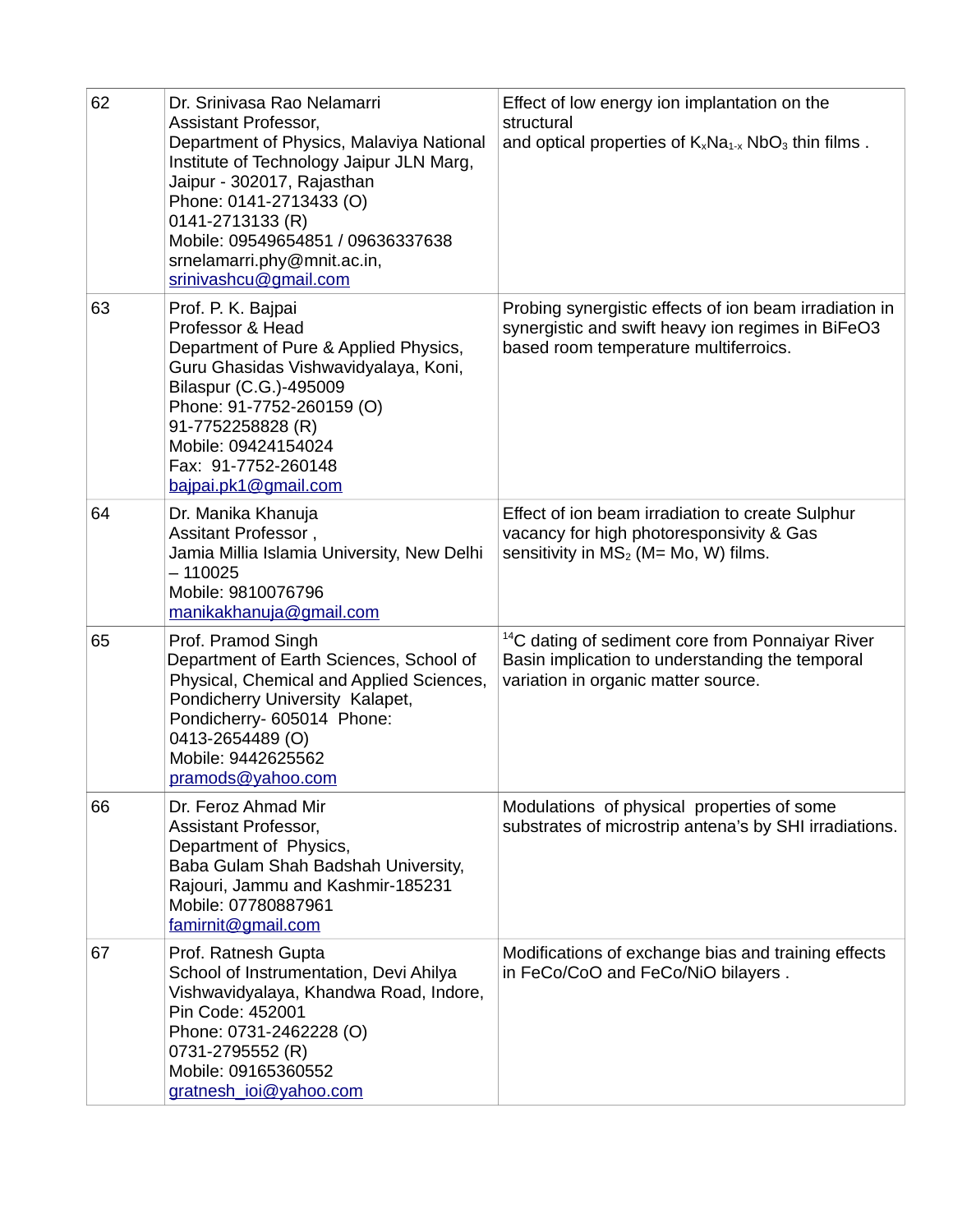| 62 | Dr. Srinivasa Rao Nelamarri<br>Assistant Professor,<br>Department of Physics, Malaviya National Institute of Technology Jaipur JLN Marg, Jaipur - 302017, Rajasthan<br>Phone: 0141-2713433 (O)<br>0141-2713133 (R)<br>Mobile: 09549654851 / 09636337638<br>srnelamarri.phy@mnit.ac.in,<br>srinivashcu@gmail.com | Effect of low energy ion implantation on the structural<br>and optical properties of $K_xNa_{1-x}NbO_3$ thin films . |
|---|---|---|
| 63 | Prof. P. K. Bajpai<br>Professor & Head<br>Department of Pure & Applied Physics, Guru Ghasidas Vishwavidyalaya, Koni, Bilaspur (C.G.)-495009<br>Phone: 91-7752-260159 (O)<br>91-7752258828 (R)<br>Mobile: 09424154024<br>Fax: 91-7752-260148<br>bajpai.pk1@gmail.com | Probing synergistic effects of ion beam irradiation in synergistic and swift heavy ion regimes in BiFeO3 based room temperature multiferroics. |
| 64 | Dr. Manika Khanuja<br>Assitant Professor ,<br>Jamia Millia Islamia University, New Delhi – 110025<br>Mobile: 9810076796<br>manikakhanuja@gmail.com | Effect of ion beam irradiation to create Sulphur vacancy for high photoresponsivity & Gas sensitivity in $MS_2$ (M= Mo, W) films. |
| 65 | Prof. Pramod Singh<br>Department of Earth Sciences, School of Physical, Chemical and Applied Sciences, Pondicherry University Kalapet, Pondicherry- 605014 Phone: 0413-2654489 (O)<br>Mobile: 9442625562<br>pramods@yahoo.com | $^{14}C$ dating of sediment core from Ponnaiyar River Basin implication to understanding the temporal variation in organic matter source. |
| 66 | Dr. Feroz Ahmad Mir<br>Assistant Professor,<br>Department of Physics,<br>Baba Gulam Shah Badshah University, Rajouri, Jammu and Kashmir-185231<br>Mobile: 07780887961<br>famirnit@gmail.com | Modulations of physical properties of some substrates of microstrip antena's by SHI irradiations. |
| 67 | Prof. Ratnesh Gupta<br>School of Instrumentation, Devi Ahilya Vishwavidyalaya, Khandwa Road, Indore, Pin Code: 452001<br>Phone: 0731-2462228 (O)<br>0731-2795552 (R)<br>Mobile: 09165360552<br>gratnesh_ioi@yahoo.com | Modifications of exchange bias and training effects in FeCo/CoO and FeCo/NiO bilayers . |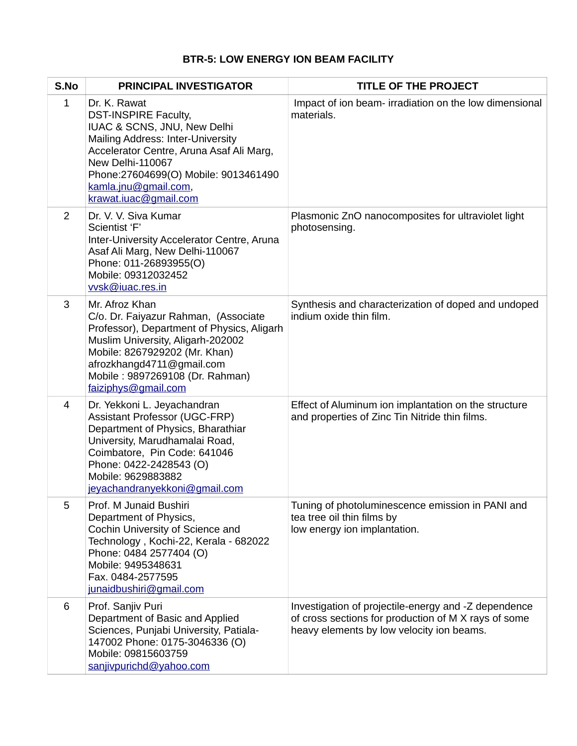### BTR-5: LOW ENERGY ION BEAM FACILITY

| S.No | PRINCIPAL INVESTIGATOR | TITLE OF THE PROJECT |
|---|---|---|
| 1 | Dr. K. Rawat<br>DST-INSPIRE Faculty,<br>IUAC & SCNS, JNU, New Delhi<br>Mailing Address: Inter-University Accelerator Centre, Aruna Asaf Ali Marg, New Delhi-110067<br>Phone:27604699(O) Mobile: 9013461490<br>kamla.jnu@gmail.com,<br>krawat.iuac@gmail.com | Impact of ion beam- irradiation on the low dimensional materials. |
| 2 | Dr. V. V. Siva Kumar<br>Scientist 'F'<br>Inter-University Accelerator Centre, Aruna Asaf Ali Marg, New Delhi-110067<br>Phone: 011-26893955(O)<br>Mobile: 09312032452<br>vvsk@iuac.res.in | Plasmonic ZnO nanocomposites for ultraviolet light photosensing. |
| 3 | Mr. Afroz Khan<br>C/o. Dr. Faiyazur Rahman, (Associate Professor), Department of Physics, Aligarh Muslim University, Aligarh-202002<br>Mobile: 8267929202 (Mr. Khan)<br>afrozkhangd4711@gmail.com<br>Mobile : 9897269108 (Dr. Rahman)<br>faiziphys@gmail.com | Synthesis and characterization of doped and undoped indium oxide thin film. |
| 4 | Dr. Yekkoni L. Jeyachandran<br>Assistant Professor (UGC-FRP)<br>Department of Physics, Bharathiar University, Marudhamalai Road, Coimbatore, Pin Code: 641046<br>Phone: 0422-2428543 (O)<br>Mobile: 9629883882<br>jeyachandranyekkoni@gmail.com | Effect of Aluminum ion implantation on the structure and properties of Zinc Tin Nitride thin films. |
| 5 | Prof. M Junaid Bushiri<br>Department of Physics,<br>Cochin University of Science and Technology , Kochi-22, Kerala - 682022<br>Phone: 0484 2577404 (O)<br>Mobile: 9495348631<br>Fax. 0484-2577595<br>junaidbushiri@gmail.com | Tuning of photoluminescence emission in PANI and tea tree oil thin films by<br>low energy ion implantation. |
| 6 | Prof. Sanjiv Puri<br>Department of Basic and Applied Sciences, Punjabi University, Patiala-147002 Phone: 0175-3046336 (O)<br>Mobile: 09815603759<br>sanjivpurichd@yahoo.com | Investigation of projectile-energy and -Z dependence of cross sections for production of M X rays of some heavy elements by low velocity ion beams. |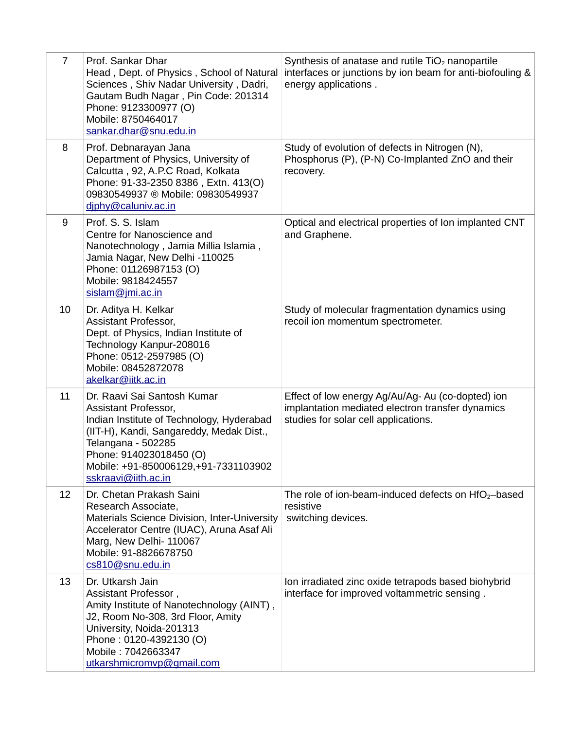| 7 | Prof. Sankar Dhar<br>Head , Dept. of Physics , School of Natural Sciences , Shiv Nadar University , Dadri, Gautam Budh Nagar , Pin Code: 201314<br>Phone: 9123300977 (O)<br>Mobile: 8750464017<br>sankar.dhar@snu.edu.in | Synthesis of anatase and rutile $TiO_2$ nanopartile interfaces or junctions by ion beam for anti-biofouling & energy applications . |
|---|---|---|
| 8 | Prof. Debnarayan Jana<br>Department of Physics, University of Calcutta , 92, A.P.C Road, Kolkata<br>Phone: 91-33-2350 8386 , Extn. 413(O)<br>09830549937 ® Mobile: 09830549937<br>djphy@caluniv.ac.in | Study of evolution of defects in Nitrogen (N), Phosphorus (P), (P-N) Co-Implanted ZnO and their recovery. |
| 9 | Prof. S. S. Islam<br>Centre for Nanoscience and Nanotechnology , Jamia Millia Islamia , Jamia Nagar, New Delhi -110025<br>Phone: 01126987153 (O)<br>Mobile: 9818424557<br>sislam@jmi.ac.in | Optical and electrical properties of Ion implanted CNT and Graphene. |
| 10 | Dr. Aditya H. Kelkar<br>Assistant Professor,<br>Dept. of Physics, Indian Institute of Technology Kanpur-208016<br>Phone: 0512-2597985 (O)<br>Mobile: 08452872078<br>akelkar@iitk.ac.in | Study of molecular fragmentation dynamics using recoil ion momentum spectrometer. |
| 11 | Dr. Raavi Sai Santosh Kumar<br>Assistant Professor,<br>Indian Institute of Technology, Hyderabad (IIT-H), Kandi, Sangareddy, Medak Dist., Telangana - 502285<br>Phone: 914023018450 (O)<br>Mobile: +91-850006129,+91-7331103902<br>sskraavi@iith.ac.in | Effect of low energy Ag/Au/Ag- Au (co-dopted) ion implantation mediated electron transfer dynamics studies for solar cell applications. |
| 12 | Dr. Chetan Prakash Saini<br>Research Associate,<br>Materials Science Division, Inter-University Accelerator Centre (IUAC), Aruna Asaf Ali Marg, New Delhi- 110067<br>Mobile: 91-8826678750<br>cs810@snu.edu.in | The role of ion-beam-induced defects on $HfO_2$–based resistive switching devices. |
| 13 | Dr. Utkarsh Jain<br>Assistant Professor ,<br>Amity Institute of Nanotechnology (AINT) , J2, Room No-308, 3rd Floor, Amity University, Noida-201313<br>Phone : 0120-4392130 (O)<br>Mobile : 7042663347<br>utkarshmicromvp@gmail.com | Ion irradiated zinc oxide tetrapods based biohybrid interface for improved voltammetric sensing . |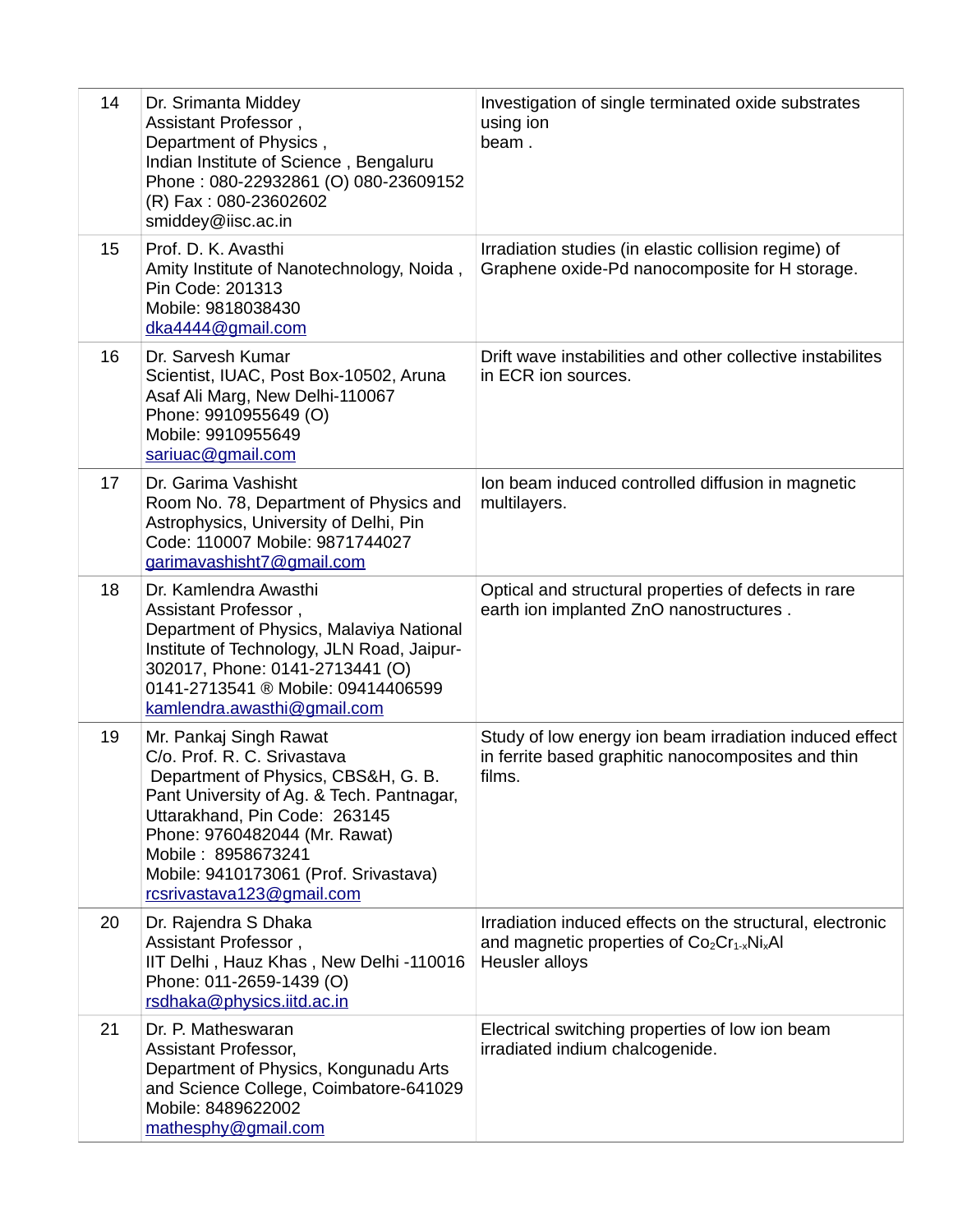| | | |
|---|---|---|
| 14 | Dr. Srimanta Middey<br>Assistant Professor ,<br>Department of Physics ,<br>Indian Institute of Science , Bengaluru<br>Phone : 080-22932861 (O) 080-23609152 (R) Fax : 080-23602602<br>smiddey@iisc.ac.in | Investigation of single terminated oxide substrates using ion<br>beam . |
| 15 | Prof. D. K. Avasthi<br>Amity Institute of Nanotechnology, Noida , Pin Code: 201313<br>Mobile: 9818038430<br>dka4444@gmail.com | Irradiation studies (in elastic collision regime) of Graphene oxide-Pd nanocomposite for H storage. |
| 16 | Dr. Sarvesh Kumar<br>Scientist, IUAC, Post Box-10502, Aruna Asaf Ali Marg, New Delhi-110067<br>Phone: 9910955649 (O)<br>Mobile: 9910955649<br>sariuac@gmail.com | Drift wave instabilities and other collective instabilites in ECR ion sources. |
| 17 | Dr. Garima Vashisht<br>Room No. 78, Department of Physics and Astrophysics, University of Delhi, Pin Code: 110007 Mobile: 9871744027<br>garimavashisht7@gmail.com | Ion beam induced controlled diffusion in magnetic multilayers. |
| 18 | Dr. Kamlendra Awasthi<br>Assistant Professor ,<br>Department of Physics, Malaviya National Institute of Technology, JLN Road, Jaipur-302017, Phone: 0141-2713441 (O) 0141-2713541 ® Mobile: 09414406599<br>kamlendra.awasthi@gmail.com | Optical and structural properties of defects in rare earth ion implanted ZnO nanostructures . |
| 19 | Mr. Pankaj Singh Rawat<br>C/o. Prof. R. C. Srivastava<br>Department of Physics, CBS&H, G. B. Pant University of Ag. & Tech. Pantnagar, Uttarakhand, Pin Code: 263145<br>Phone: 9760482044 (Mr. Rawat)<br>Mobile : 8958673241<br>Mobile: 9410173061 (Prof. Srivastava)<br>rcsrivastava123@gmail.com | Study of low energy ion beam irradiation induced effect in ferrite based graphitic nanocomposites and thin films. |
| 20 | Dr. Rajendra S Dhaka<br>Assistant Professor ,<br>IIT Delhi , Hauz Khas , New Delhi -110016<br>Phone: 011-2659-1439 (O)<br>rsdhaka@physics.iitd.ac.in | Irradiation induced effects on the structural, electronic and magnetic properties of $Co_2Cr_{1-x}Ni_xAl$ Heusler alloys |
| 21 | Dr. P. Matheswaran<br>Assistant Professor,<br>Department of Physics, Kongunadu Arts and Science College, Coimbatore-641029<br>Mobile: 8489622002<br>mathesphy@gmail.com | Electrical switching properties of low ion beam irradiated indium chalcogenide. |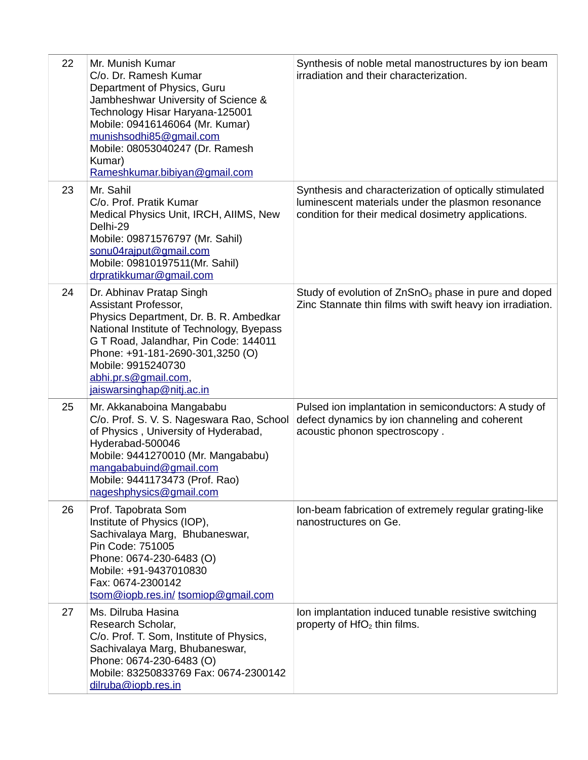| | | |
|---|---|---|
| 22 | Mr. Munish Kumar<br>C/o. Dr. Ramesh Kumar<br>Department of Physics, Guru Jambheshwar University of Science & Technology Hisar Haryana-125001<br>Mobile: 09416146064 (Mr. Kumar)<br>munishsodhi85@gmail.com<br>Mobile: 08053040247 (Dr. Ramesh Kumar)<br>Rameshkumar.bibiyan@gmail.com | Synthesis of noble metal manostructures by ion beam irradiation and their characterization. |
| 23 | Mr. Sahil<br>C/o. Prof. Pratik Kumar<br>Medical Physics Unit, IRCH, AIIMS, New Delhi-29<br>Mobile: 09871576797 (Mr. Sahil)<br>sonu04rajput@gmail.com<br>Mobile: 09810197511(Mr. Sahil)<br>drpratikkumar@gmail.com | Synthesis and characterization of optically stimulated luminescent materials under the plasmon resonance condition for their medical dosimetry applications. |
| 24 | Dr. Abhinav Pratap Singh<br>Assistant Professor,<br>Physics Department, Dr. B. R. Ambedkar National Institute of Technology, Byepass G T Road, Jalandhar, Pin Code: 144011<br>Phone: +91-181-2690-301,3250 (O)<br>Mobile: 9915240730<br>abhi.pr.s@gmail.com,<br>jaiswarsinghap@nitj.ac.in | Study of evolution of $ZnSnO_3$ phase in pure and doped Zinc Stannate thin films with swift heavy ion irradiation. |
| 25 | Mr. Akkanaboina Mangababu<br>C/o. Prof. S. V. S. Nageswara Rao, School of Physics , University of Hyderabad, Hyderabad-500046<br>Mobile: 9441270010 (Mr. Mangababu)<br>mangababuind@gmail.com<br>Mobile: 9441173473 (Prof. Rao)<br>nageshphysics@gmail.com | Pulsed ion implantation in semiconductors: A study of defect dynamics by ion channeling and coherent acoustic phonon spectroscopy . |
| 26 | Prof. Tapobrata Som<br>Institute of Physics (IOP),<br>Sachivalaya Marg, Bhubaneswar,<br>Pin Code: 751005<br>Phone: 0674-230-6483 (O)<br>Mobile: +91-9437010830<br>Fax: 0674-2300142<br>tsom@iopb.res.in/ tsomiop@gmail.com | Ion-beam fabrication of extremely regular grating-like nanostructures on Ge. |
| 27 | Ms. Dilruba Hasina<br>Research Scholar,<br>C/o. Prof. T. Som, Institute of Physics, Sachivalaya Marg, Bhubaneswar,<br>Phone: 0674-230-6483 (O)<br>Mobile: 83250833769 Fax: 0674-2300142<br>dilruba@iopb.res.in | Ion implantation induced tunable resistive switching property of $HfO_2$ thin films. |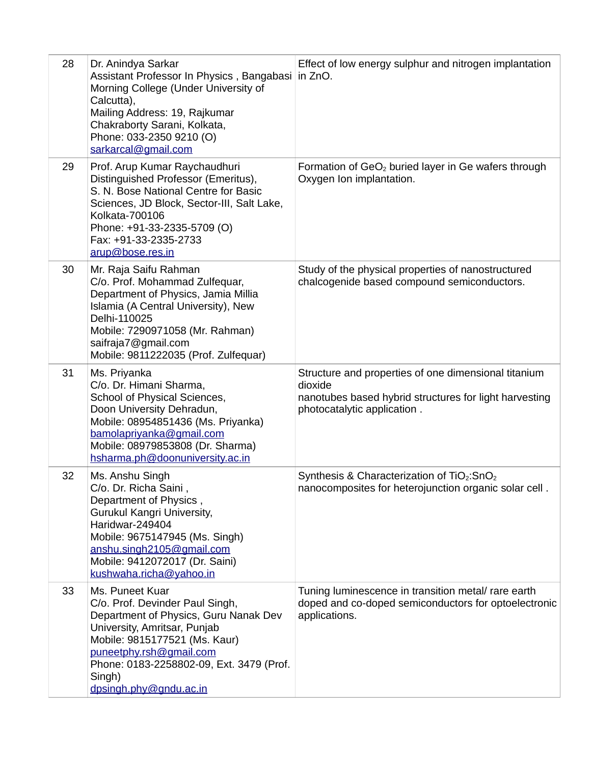| | | |
|---|---|---|
| 28 | Dr. Anindya Sarkar<br>Assistant Professor In Physics , Bangabasi Morning College (Under University of Calcutta),<br>Mailing Address: 19, Rajkumar Chakraborty Sarani, Kolkata,<br>Phone: 033-2350 9210 (O)<br>sarkarcal@gmail.com | Effect of low energy sulphur and nitrogen implantation in ZnO. |
| 29 | Prof. Arup Kumar Raychaudhuri<br>Distinguished Professor (Emeritus),<br>S. N. Bose National Centre for Basic Sciences, JD Block, Sector-III, Salt Lake, Kolkata-700106<br>Phone: +91-33-2335-5709 (O)<br>Fax: +91-33-2335-2733<br>arup@bose.res.in | Formation of $GeO_2$ buried layer in Ge wafers through Oxygen Ion implantation. |
| 30 | Mr. Raja Saifu Rahman<br>C/o. Prof. Mohammad Zulfequar, Department of Physics, Jamia Millia Islamia (A Central University), New Delhi-110025<br>Mobile: 7290971058 (Mr. Rahman)<br>saifraja7@gmail.com<br>Mobile: 9811222035 (Prof. Zulfequar) | Study of the physical properties of nanostructured chalcogenide based compound semiconductors. |
| 31 | Ms. Priyanka<br>C/o. Dr. Himani Sharma,<br>School of Physical Sciences,<br>Doon University Dehradun,<br>Mobile: 08954851436 (Ms. Priyanka)<br>bamolapriyanka@gmail.com<br>Mobile: 08979853808 (Dr. Sharma)<br>hsharma.ph@doonuniversity.ac.in | Structure and properties of one dimensional titanium dioxide<br>nanotubes based hybrid structures for light harvesting photocatalytic application . |
| 32 | Ms. Anshu Singh<br>C/o. Dr. Richa Saini ,<br>Department of Physics ,<br>Gurukul Kangri University,<br>Haridwar-249404<br>Mobile: 9675147945 (Ms. Singh)<br>anshu.singh2105@gmail.com<br>Mobile: 9412072017 (Dr. Saini)<br>kushwaha.richa@yahoo.in | Synthesis & Characterization of $TiO_2$:$SnO_2$ nanocomposites for heterojunction organic solar cell . |
| 33 | Ms. Puneet Kuar<br>C/o. Prof. Devinder Paul Singh,<br>Department of Physics, Guru Nanak Dev University, Amritsar, Punjab<br>Mobile: 9815177521 (Ms. Kaur)<br>puneetphy.rsh@gmail.com<br>Phone: 0183-2258802-09, Ext. 3479 (Prof. Singh)<br>dpsingh.phy@gndu.ac.in | Tuning luminescence in transition metal/ rare earth doped and co-doped semiconductors for optoelectronic applications. |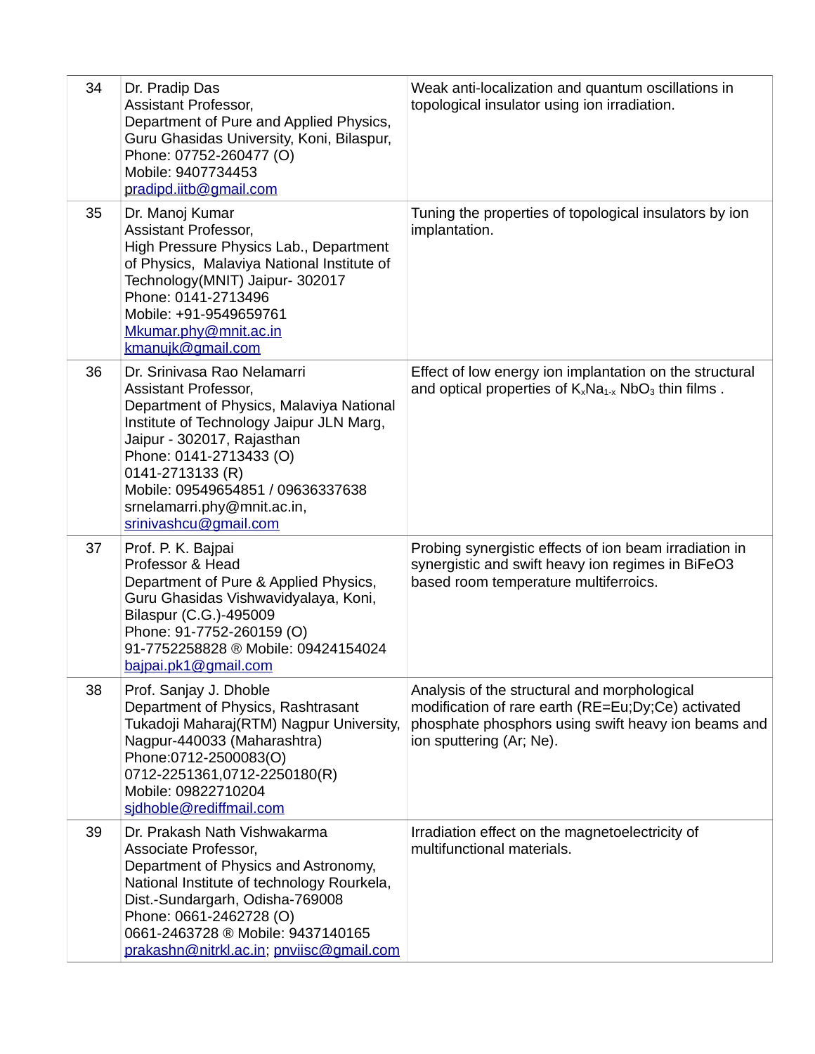| | | |
|---|---|---|
| 34 | Dr. Pradip Das<br>Assistant Professor,<br>Department of Pure and Applied Physics, Guru Ghasidas University, Koni, Bilaspur,<br>Phone: 07752-260477 (O)<br>Mobile: 9407734453<br>pradipd.iitb@gmail.com | Weak anti-localization and quantum oscillations in topological insulator using ion irradiation. |
| 35 | Dr. Manoj Kumar<br>Assistant Professor,<br>High Pressure Physics Lab., Department of Physics, Malaviya National Institute of Technology(MNIT) Jaipur- 302017<br>Phone: 0141-2713496<br>Mobile: +91-9549659761<br>Mkumar.phy@mnit.ac.in<br>kmanujk@gmail.com | Tuning the properties of topological insulators by ion implantation. |
| 36 | Dr. Srinivasa Rao Nelamarri<br>Assistant Professor,<br>Department of Physics, Malaviya National Institute of Technology Jaipur JLN Marg, Jaipur - 302017, Rajasthan<br>Phone: 0141-2713433 (O)<br>0141-2713133 (R)<br>Mobile: 09549654851 / 09636337638<br>srnelamarri.phy@mnit.ac.in,<br>srinivashcu@gmail.com | Effect of low energy ion implantation on the structural and optical properties of $K_xNa_{1-x}NbO_3$ thin films . |
| 37 | Prof. P. K. Bajpai<br>Professor & Head<br>Department of Pure & Applied Physics, Guru Ghasidas Vishwavidyalaya, Koni, Bilaspur (C.G.)-495009<br>Phone: 91-7752-260159 (O)<br>91-7752258828 ® Mobile: 09424154024<br>bajpai.pk1@gmail.com | Probing synergistic effects of ion beam irradiation in synergistic and swift heavy ion regimes in BiFeO3 based room temperature multiferroics. |
| 38 | Prof. Sanjay J. Dhoble<br>Department of Physics, Rashtrasant Tukadoji Maharaj(RTM) Nagpur University, Nagpur-440033 (Maharashtra)<br>Phone:0712-2500083(O)<br>0712-2251361,0712-2250180(R)<br>Mobile: 09822710204<br>sjdhoble@rediffmail.com | Analysis of the structural and morphological modification of rare earth (RE=Eu;Dy;Ce) activated phosphate phosphors using swift heavy ion beams and ion sputtering (Ar; Ne). |
| 39 | Dr. Prakash Nath Vishwakarma<br>Associate Professor,<br>Department of Physics and Astronomy, National Institute of technology Rourkela, Dist.-Sundargarh, Odisha-769008<br>Phone: 0661-2462728 (O)<br>0661-2463728 ® Mobile: 9437140165<br>prakashn@nitrkl.ac.in; pnviisc@gmail.com | Irradiation effect on the magnetoelectricity of multifunctional materials. |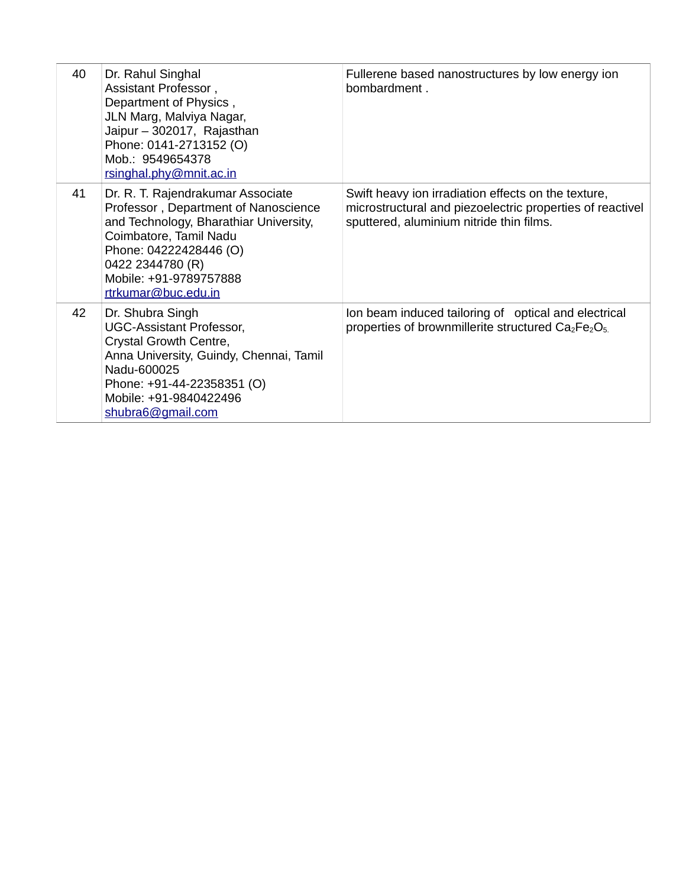| | | |
|---|---|---|
| 40 | Dr. Rahul Singhal<br>Assistant Professor ,<br>Department of Physics ,<br>JLN Marg, Malviya Nagar,<br>Jaipur – 302017, Rajasthan<br>Phone: 0141-2713152 (O)<br>Mob.: 9549654378<br>rsinghal.phy@mnit.ac.in | Fullerene based nanostructures by low energy ion bombardment . |
| 41 | Dr. R. T. Rajendrakumar Associate Professor , Department of Nanoscience and Technology, Bharathiar University, Coimbatore, Tamil Nadu<br>Phone: 04222428446 (O)<br>0422 2344780 (R)<br>Mobile: +91-9789757888<br>rtrkumar@buc.edu.in | Swift heavy ion irradiation effects on the texture, microstructural and piezoelectric properties of reactivel sputtered, aluminium nitride thin films. |
| 42 | Dr. Shubra Singh<br>UGC-Assistant Professor,<br>Crystal Growth Centre,<br>Anna University, Guindy, Chennai, Tamil Nadu-600025<br>Phone: +91-44-22358351 (O)<br>Mobile: +91-9840422496<br>shubra6@gmail.com | Ion beam induced tailoring of optical and electrical properties of brownmillerite structured $Ca_2Fe_2O_5$. |